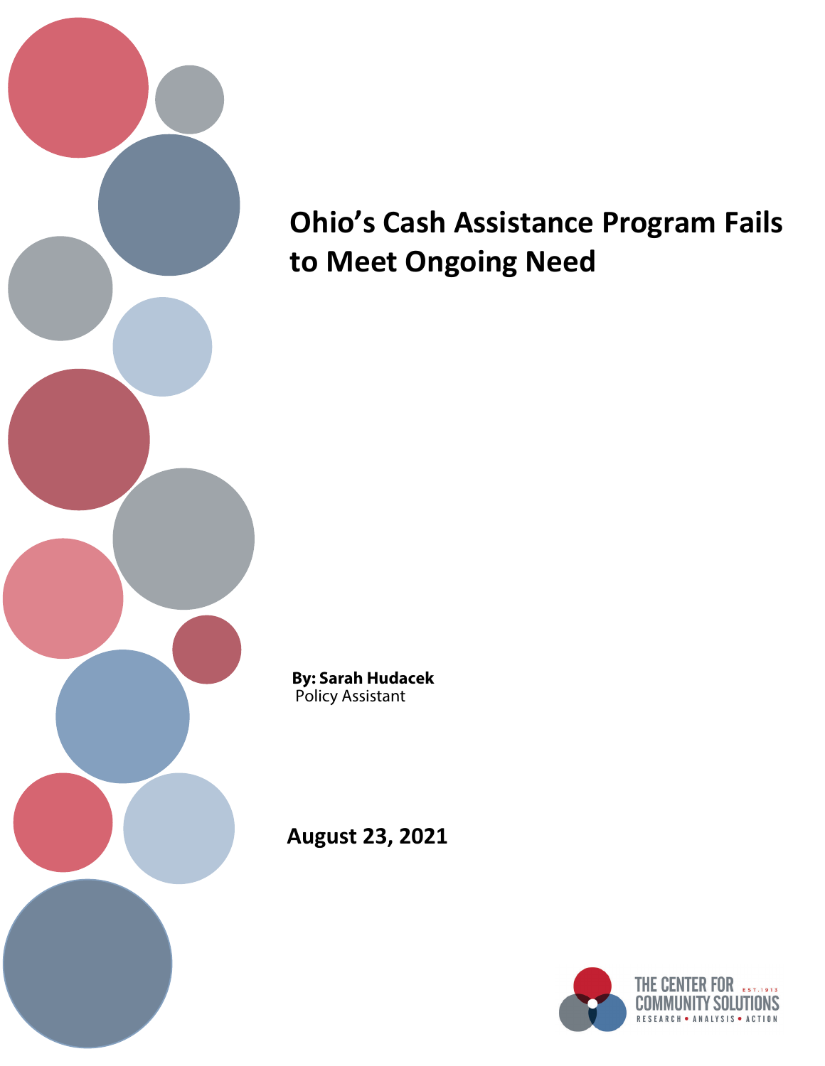# Ohio's Cash Assistance Program Fails to Meet Ongoing Need

**By: Sarah Hudacek**
Policy Assistant

**August 23, 2021**

THE CENTER FOR COMMUNITY SOLUTIONS
EST. 1913
RESEARCH • ANALYSIS • ACTION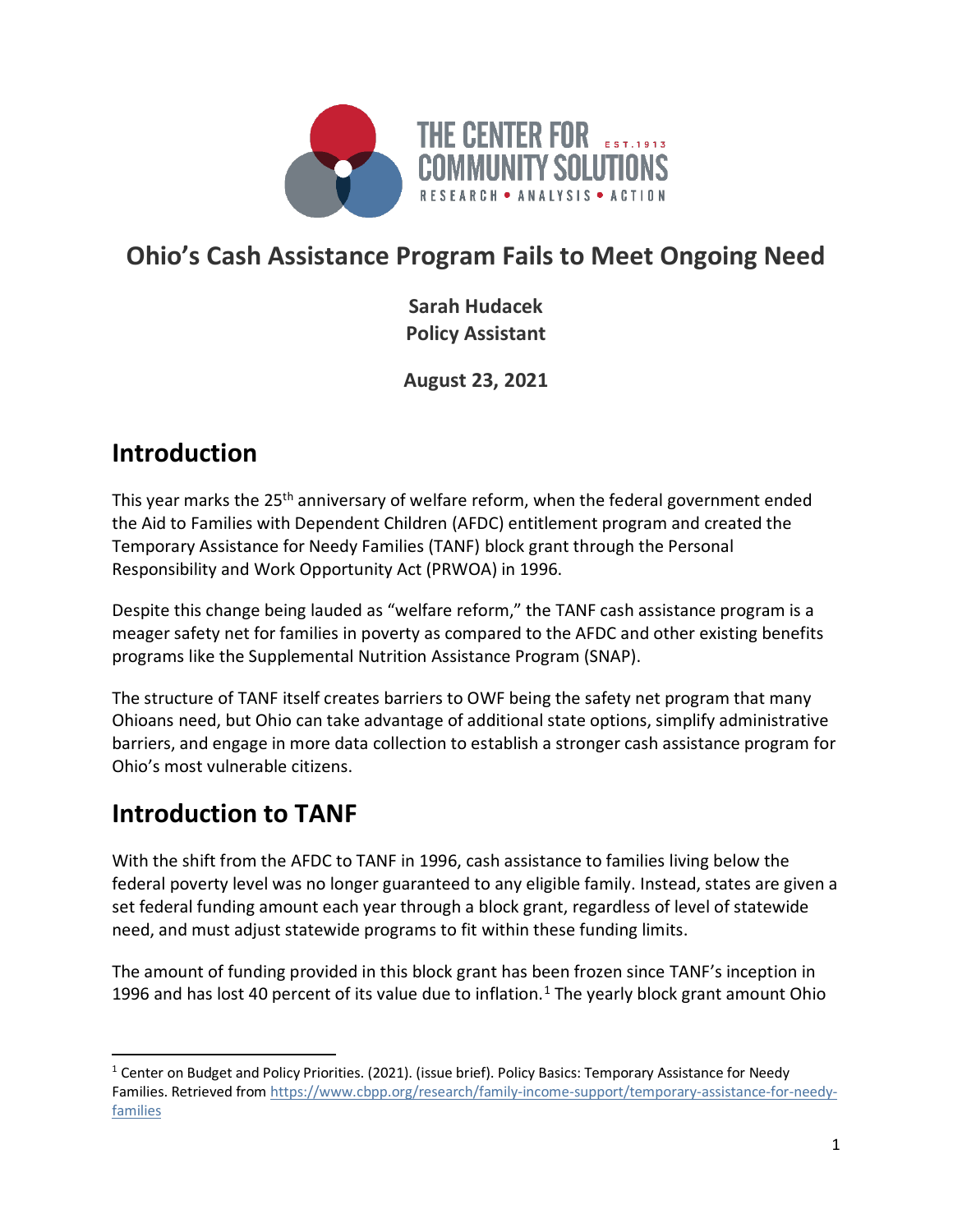# Ohio's Cash Assistance Program Fails to Meet Ongoing Need

**Sarah Hudacek**
**Policy Assistant**

**August 23, 2021**

## Introduction

This year marks the 25th anniversary of welfare reform, when the federal government ended the Aid to Families with Dependent Children (AFDC) entitlement program and created the Temporary Assistance for Needy Families (TANF) block grant through the Personal Responsibility and Work Opportunity Act (PRWOA) in 1996.

Despite this change being lauded as "welfare reform," the TANF cash assistance program is a meager safety net for families in poverty as compared to the AFDC and other existing benefits programs like the Supplemental Nutrition Assistance Program (SNAP).

The structure of TANF itself creates barriers to OWF being the safety net program that many Ohioans need, but Ohio can take advantage of additional state options, simplify administrative barriers, and engage in more data collection to establish a stronger cash assistance program for Ohio's most vulnerable citizens.

## Introduction to TANF

With the shift from the AFDC to TANF in 1996, cash assistance to families living below the federal poverty level was no longer guaranteed to any eligible family. Instead, states are given a set federal funding amount each year through a block grant, regardless of level of statewide need, and must adjust statewide programs to fit within these funding limits.

The amount of funding provided in this block grant has been frozen since TANF's inception in 1996 and has lost 40 percent of its value due to inflation.[1] The yearly block grant amount Ohio

[1] Center on Budget and Policy Priorities. (2021). (issue brief). Policy Basics: Temporary Assistance for Needy Families. Retrieved from https://www.cbpp.org/research/family-income-support/temporary-assistance-for-needy-families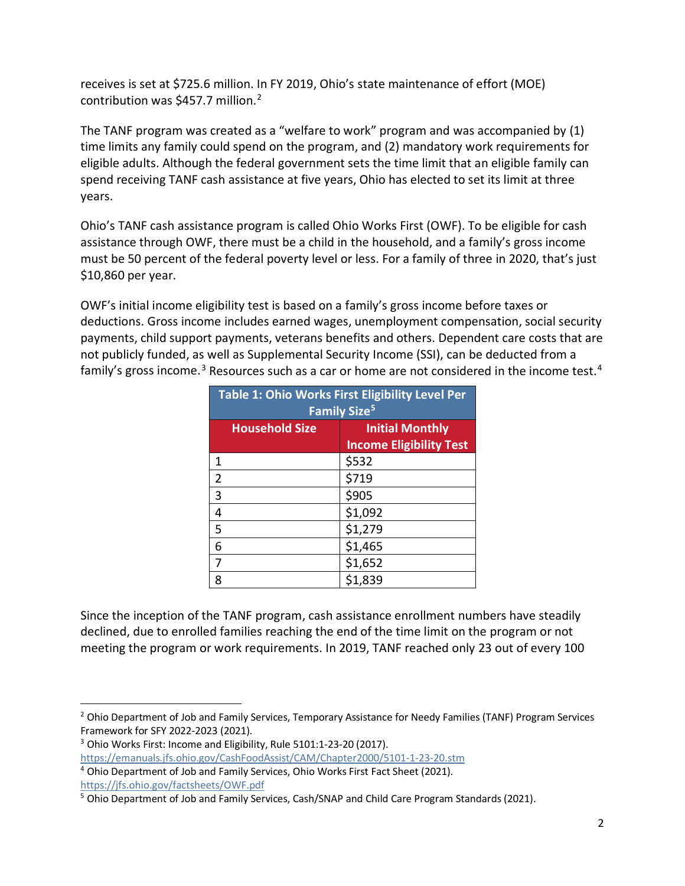receives is set at $725.6 million. In FY 2019, Ohio's state maintenance of effort (MOE) contribution was $457.7 million.[2]

The TANF program was created as a "welfare to work" program and was accompanied by (1) time limits any family could spend on the program, and (2) mandatory work requirements for eligible adults. Although the federal government sets the time limit that an eligible family can spend receiving TANF cash assistance at five years, Ohio has elected to set its limit at three years.

Ohio's TANF cash assistance program is called Ohio Works First (OWF). To be eligible for cash assistance through OWF, there must be a child in the household, and a family's gross income must be 50 percent of the federal poverty level or less. For a family of three in 2020, that's just $10,860 per year.

OWF's initial income eligibility test is based on a family's gross income before taxes or deductions. Gross income includes earned wages, unemployment compensation, social security payments, child support payments, veterans benefits and others. Dependent care costs that are not publicly funded, as well as Supplemental Security Income (SSI), can be deducted from a family's gross income.[3] Resources such as a car or home are not considered in the income test.[4]

**Table 1: Ohio Works First Eligibility Level Per Family Size[5]**

| Household Size | Initial Monthly Income Eligibility Test |
|---|---|
| 1 | $532 |
| 2 | $719 |
| 3 | $905 |
| 4 | $1,092 |
| 5 | $1,279 |
| 6 | $1,465 |
| 7 | $1,652 |
| 8 | $1,839 |

Since the inception of the TANF program, cash assistance enrollment numbers have steadily declined, due to enrolled families reaching the end of the time limit on the program or not meeting the program or work requirements. In 2019, TANF reached only 23 out of every 100

---

[2] Ohio Department of Job and Family Services, Temporary Assistance for Needy Families (TANF) Program Services Framework for SFY 2022-2023 (2021).

[3] Ohio Works First: Income and Eligibility, Rule 5101:1-23-20 (2017). https://emanuals.jfs.ohio.gov/CashFoodAssist/CAM/Chapter2000/5101-1-23-20.stm

[4] Ohio Department of Job and Family Services, Ohio Works First Fact Sheet (2021). https://jfs.ohio.gov/factsheets/OWF.pdf

[5] Ohio Department of Job and Family Services, Cash/SNAP and Child Care Program Standards (2021).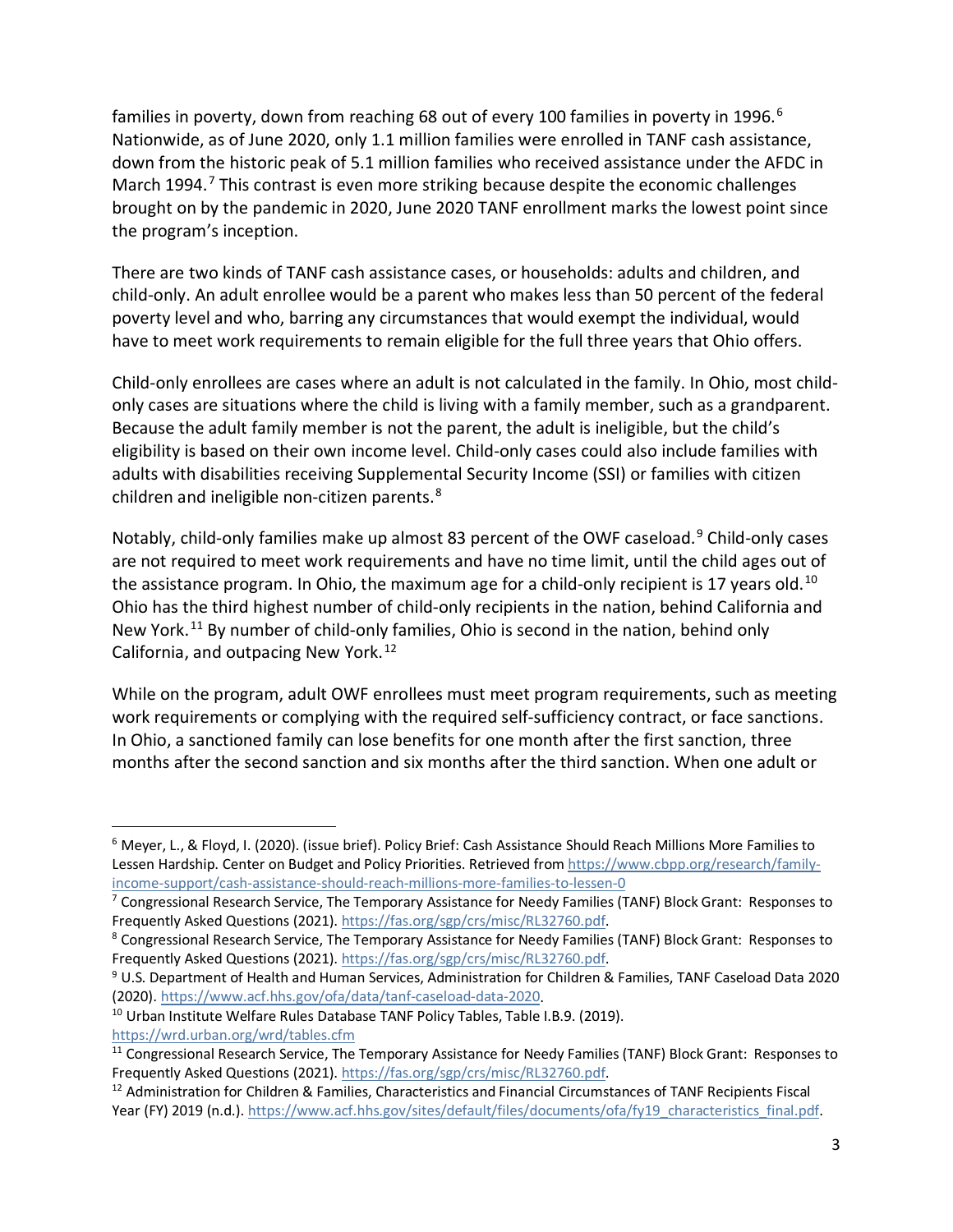families in poverty, down from reaching 68 out of every 100 families in poverty in 1996.[6] Nationwide, as of June 2020, only 1.1 million families were enrolled in TANF cash assistance, down from the historic peak of 5.1 million families who received assistance under the AFDC in March 1994.[7] This contrast is even more striking because despite the economic challenges brought on by the pandemic in 2020, June 2020 TANF enrollment marks the lowest point since the program's inception.

There are two kinds of TANF cash assistance cases, or households: adults and children, and child-only. An adult enrollee would be a parent who makes less than 50 percent of the federal poverty level and who, barring any circumstances that would exempt the individual, would have to meet work requirements to remain eligible for the full three years that Ohio offers.

Child-only enrollees are cases where an adult is not calculated in the family. In Ohio, most child-only cases are situations where the child is living with a family member, such as a grandparent. Because the adult family member is not the parent, the adult is ineligible, but the child's eligibility is based on their own income level. Child-only cases could also include families with adults with disabilities receiving Supplemental Security Income (SSI) or families with citizen children and ineligible non-citizen parents.[8]

Notably, child-only families make up almost 83 percent of the OWF caseload.[9] Child-only cases are not required to meet work requirements and have no time limit, until the child ages out of the assistance program. In Ohio, the maximum age for a child-only recipient is 17 years old.[10] Ohio has the third highest number of child-only recipients in the nation, behind California and New York.[11] By number of child-only families, Ohio is second in the nation, behind only California, and outpacing New York.[12]

While on the program, adult OWF enrollees must meet program requirements, such as meeting work requirements or complying with the required self-sufficiency contract, or face sanctions. In Ohio, a sanctioned family can lose benefits for one month after the first sanction, three months after the second sanction and six months after the third sanction. When one adult or

---

[6] Meyer, L., & Floyd, I. (2020). (issue brief). Policy Brief: Cash Assistance Should Reach Millions More Families to Lessen Hardship. Center on Budget and Policy Priorities. Retrieved from https://www.cbpp.org/research/family-income-support/cash-assistance-should-reach-millions-more-families-to-lessen-0

[7] Congressional Research Service, The Temporary Assistance for Needy Families (TANF) Block Grant: Responses to Frequently Asked Questions (2021). https://fas.org/sgp/crs/misc/RL32760.pdf.

[8] Congressional Research Service, The Temporary Assistance for Needy Families (TANF) Block Grant: Responses to Frequently Asked Questions (2021). https://fas.org/sgp/crs/misc/RL32760.pdf.

[9] U.S. Department of Health and Human Services, Administration for Children & Families, TANF Caseload Data 2020 (2020). https://www.acf.hhs.gov/ofa/data/tanf-caseload-data-2020.

[10] Urban Institute Welfare Rules Database TANF Policy Tables, Table I.B.9. (2019). https://wrd.urban.org/wrd/tables.cfm

[11] Congressional Research Service, The Temporary Assistance for Needy Families (TANF) Block Grant: Responses to Frequently Asked Questions (2021). https://fas.org/sgp/crs/misc/RL32760.pdf.

[12] Administration for Children & Families, Characteristics and Financial Circumstances of TANF Recipients Fiscal Year (FY) 2019 (n.d.). https://www.acf.hhs.gov/sites/default/files/documents/ofa/fy19_characteristics_final.pdf.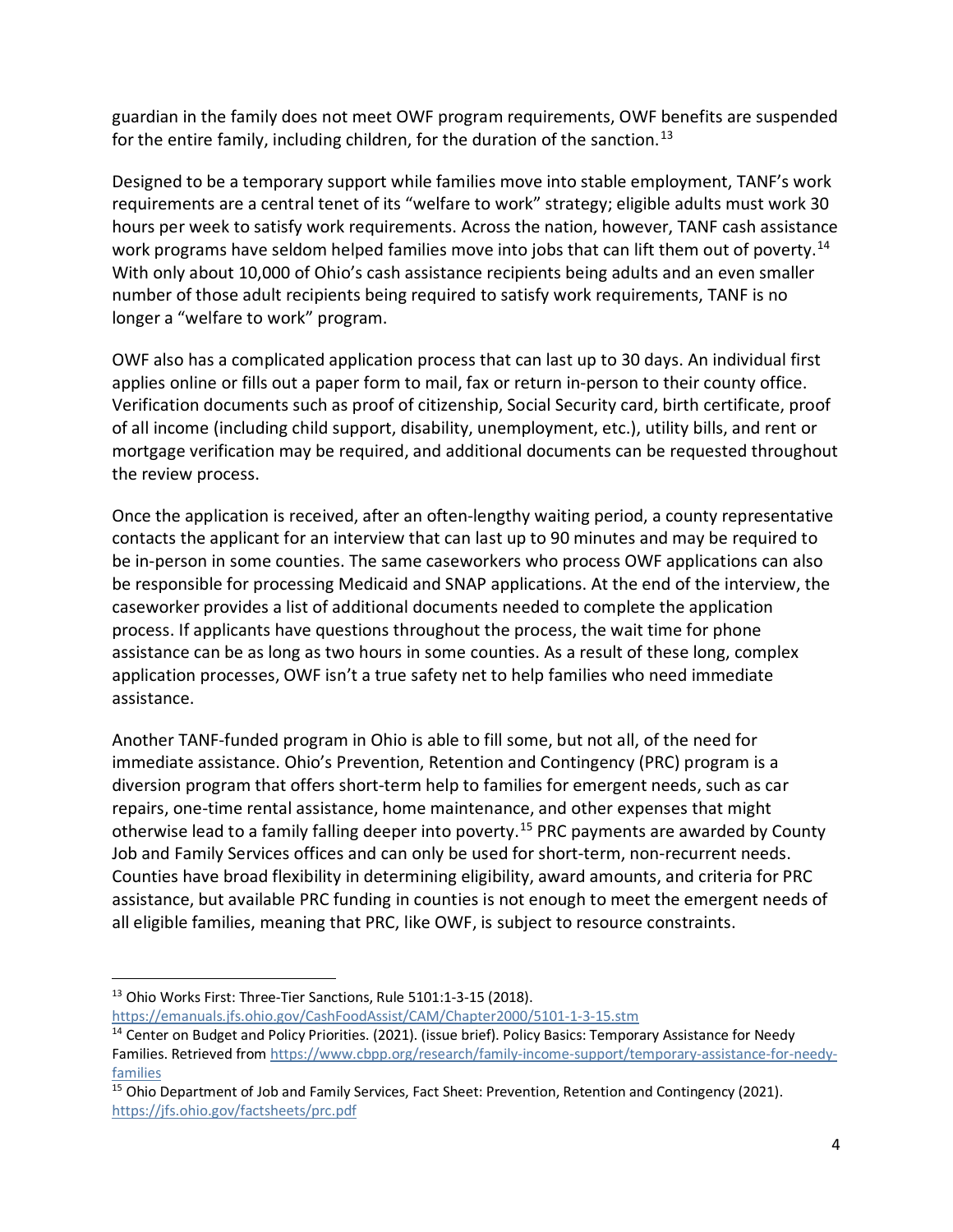guardian in the family does not meet OWF program requirements, OWF benefits are suspended for the entire family, including children, for the duration of the sanction.[13]

Designed to be a temporary support while families move into stable employment, TANF's work requirements are a central tenet of its "welfare to work" strategy; eligible adults must work 30 hours per week to satisfy work requirements. Across the nation, however, TANF cash assistance work programs have seldom helped families move into jobs that can lift them out of poverty.[14] With only about 10,000 of Ohio's cash assistance recipients being adults and an even smaller number of those adult recipients being required to satisfy work requirements, TANF is no longer a "welfare to work" program.

OWF also has a complicated application process that can last up to 30 days. An individual first applies online or fills out a paper form to mail, fax or return in-person to their county office. Verification documents such as proof of citizenship, Social Security card, birth certificate, proof of all income (including child support, disability, unemployment, etc.), utility bills, and rent or mortgage verification may be required, and additional documents can be requested throughout the review process.

Once the application is received, after an often-lengthy waiting period, a county representative contacts the applicant for an interview that can last up to 90 minutes and may be required to be in-person in some counties. The same caseworkers who process OWF applications can also be responsible for processing Medicaid and SNAP applications. At the end of the interview, the caseworker provides a list of additional documents needed to complete the application process. If applicants have questions throughout the process, the wait time for phone assistance can be as long as two hours in some counties. As a result of these long, complex application processes, OWF isn't a true safety net to help families who need immediate assistance.

Another TANF-funded program in Ohio is able to fill some, but not all, of the need for immediate assistance. Ohio's Prevention, Retention and Contingency (PRC) program is a diversion program that offers short-term help to families for emergent needs, such as car repairs, one-time rental assistance, home maintenance, and other expenses that might otherwise lead to a family falling deeper into poverty.[15] PRC payments are awarded by County Job and Family Services offices and can only be used for short-term, non-recurrent needs. Counties have broad flexibility in determining eligibility, award amounts, and criteria for PRC assistance, but available PRC funding in counties is not enough to meet the emergent needs of all eligible families, meaning that PRC, like OWF, is subject to resource constraints.

---

[13] Ohio Works First: Three-Tier Sanctions, Rule 5101:1-3-15 (2018). https://emanuals.jfs.ohio.gov/CashFoodAssist/CAM/Chapter2000/5101-1-3-15.stm

[14] Center on Budget and Policy Priorities. (2021). (issue brief). Policy Basics: Temporary Assistance for Needy Families. Retrieved from https://www.cbpp.org/research/family-income-support/temporary-assistance-for-needy-families

[15] Ohio Department of Job and Family Services, Fact Sheet: Prevention, Retention and Contingency (2021). https://jfs.ohio.gov/factsheets/prc.pdf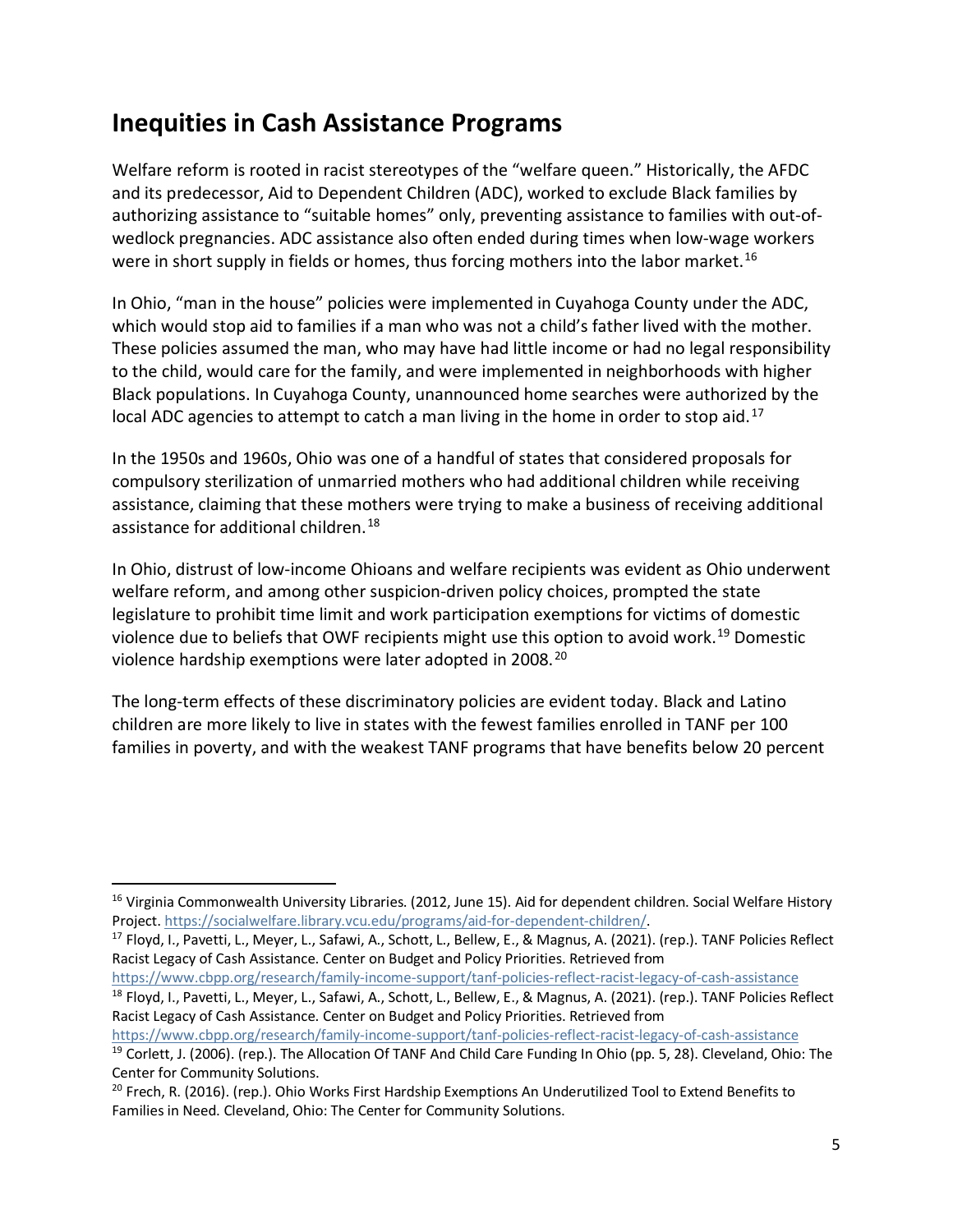## Inequities in Cash Assistance Programs

Welfare reform is rooted in racist stereotypes of the "welfare queen." Historically, the AFDC and its predecessor, Aid to Dependent Children (ADC), worked to exclude Black families by authorizing assistance to "suitable homes" only, preventing assistance to families with out-of-wedlock pregnancies. ADC assistance also often ended during times when low-wage workers were in short supply in fields or homes, thus forcing mothers into the labor market.[16]

In Ohio, "man in the house" policies were implemented in Cuyahoga County under the ADC, which would stop aid to families if a man who was not a child's father lived with the mother. These policies assumed the man, who may have had little income or had no legal responsibility to the child, would care for the family, and were implemented in neighborhoods with higher Black populations. In Cuyahoga County, unannounced home searches were authorized by the local ADC agencies to attempt to catch a man living in the home in order to stop aid.[17]

In the 1950s and 1960s, Ohio was one of a handful of states that considered proposals for compulsory sterilization of unmarried mothers who had additional children while receiving assistance, claiming that these mothers were trying to make a business of receiving additional assistance for additional children.[18]

In Ohio, distrust of low-income Ohioans and welfare recipients was evident as Ohio underwent welfare reform, and among other suspicion-driven policy choices, prompted the state legislature to prohibit time limit and work participation exemptions for victims of domestic violence due to beliefs that OWF recipients might use this option to avoid work.[19] Domestic violence hardship exemptions were later adopted in 2008.[20]

The long-term effects of these discriminatory policies are evident today. Black and Latino children are more likely to live in states with the fewest families enrolled in TANF per 100 families in poverty, and with the weakest TANF programs that have benefits below 20 percent

---

[16] Virginia Commonwealth University Libraries. (2012, June 15). Aid for dependent children. Social Welfare History Project. https://socialwelfare.library.vcu.edu/programs/aid-for-dependent-children/.

[17] Floyd, I., Pavetti, L., Meyer, L., Safawi, A., Schott, L., Bellew, E., & Magnus, A. (2021). (rep.). TANF Policies Reflect Racist Legacy of Cash Assistance. Center on Budget and Policy Priorities. Retrieved from https://www.cbpp.org/research/family-income-support/tanf-policies-reflect-racist-legacy-of-cash-assistance

[18] Floyd, I., Pavetti, L., Meyer, L., Safawi, A., Schott, L., Bellew, E., & Magnus, A. (2021). (rep.). TANF Policies Reflect Racist Legacy of Cash Assistance. Center on Budget and Policy Priorities. Retrieved from https://www.cbpp.org/research/family-income-support/tanf-policies-reflect-racist-legacy-of-cash-assistance

[19] Corlett, J. (2006). (rep.). The Allocation Of TANF And Child Care Funding In Ohio (pp. 5, 28). Cleveland, Ohio: The Center for Community Solutions.

[20] Frech, R. (2016). (rep.). Ohio Works First Hardship Exemptions An Underutilized Tool to Extend Benefits to Families in Need. Cleveland, Ohio: The Center for Community Solutions.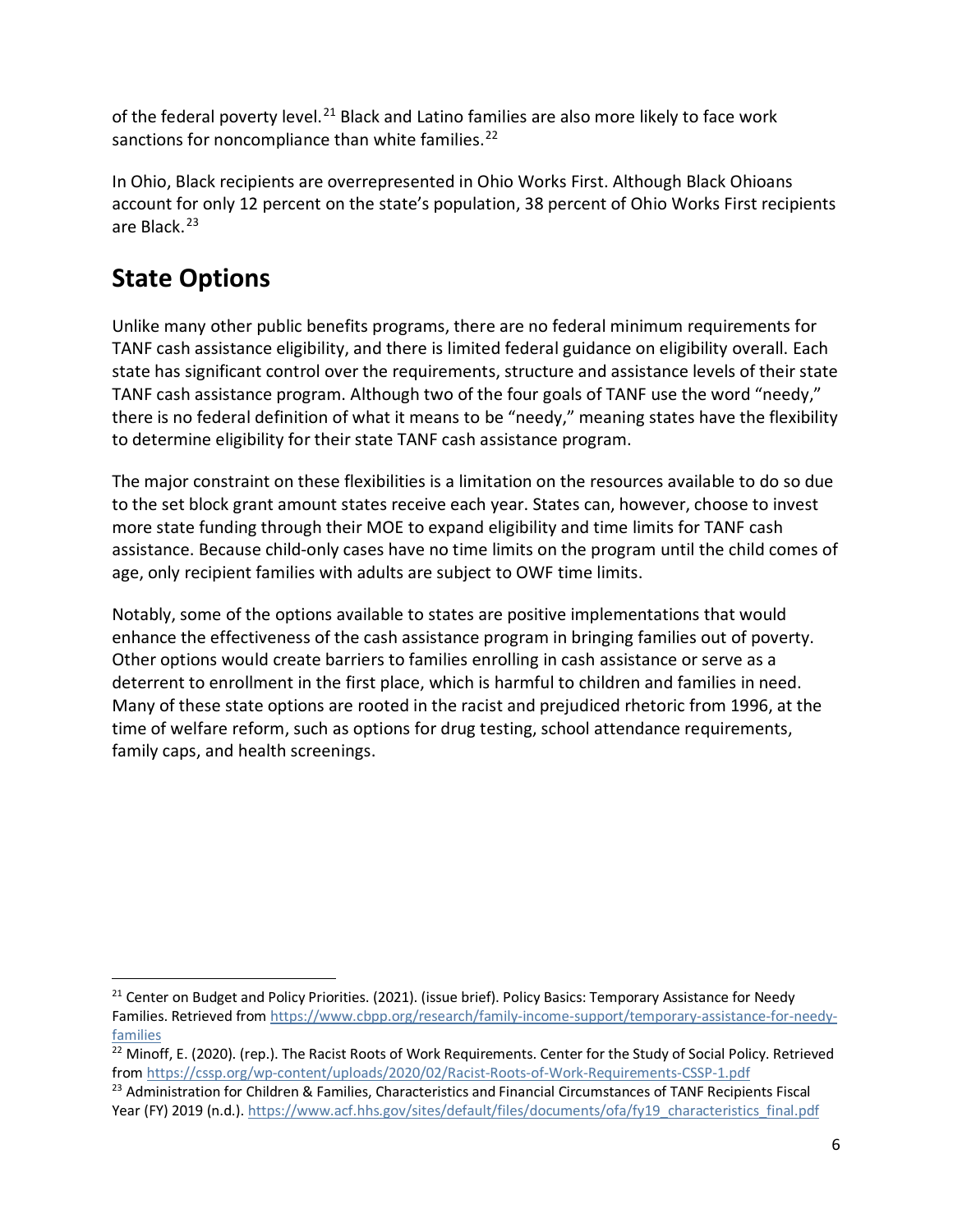of the federal poverty level.[21] Black and Latino families are also more likely to face work sanctions for noncompliance than white families.[22]

In Ohio, Black recipients are overrepresented in Ohio Works First. Although Black Ohioans account for only 12 percent on the state's population, 38 percent of Ohio Works First recipients are Black.[23]

## State Options

Unlike many other public benefits programs, there are no federal minimum requirements for TANF cash assistance eligibility, and there is limited federal guidance on eligibility overall. Each state has significant control over the requirements, structure and assistance levels of their state TANF cash assistance program. Although two of the four goals of TANF use the word "needy," there is no federal definition of what it means to be "needy," meaning states have the flexibility to determine eligibility for their state TANF cash assistance program.

The major constraint on these flexibilities is a limitation on the resources available to do so due to the set block grant amount states receive each year. States can, however, choose to invest more state funding through their MOE to expand eligibility and time limits for TANF cash assistance. Because child-only cases have no time limits on the program until the child comes of age, only recipient families with adults are subject to OWF time limits.

Notably, some of the options available to states are positive implementations that would enhance the effectiveness of the cash assistance program in bringing families out of poverty. Other options would create barriers to families enrolling in cash assistance or serve as a deterrent to enrollment in the first place, which is harmful to children and families in need. Many of these state options are rooted in the racist and prejudiced rhetoric from 1996, at the time of welfare reform, such as options for drug testing, school attendance requirements, family caps, and health screenings.

---

[21] Center on Budget and Policy Priorities. (2021). (issue brief). Policy Basics: Temporary Assistance for Needy Families. Retrieved from https://www.cbpp.org/research/family-income-support/temporary-assistance-for-needy-families

[22] Minoff, E. (2020). (rep.). The Racist Roots of Work Requirements. Center for the Study of Social Policy. Retrieved from https://cssp.org/wp-content/uploads/2020/02/Racist-Roots-of-Work-Requirements-CSSP-1.pdf

[23] Administration for Children & Families, Characteristics and Financial Circumstances of TANF Recipients Fiscal Year (FY) 2019 (n.d.). https://www.acf.hhs.gov/sites/default/files/documents/ofa/fy19_characteristics_final.pdf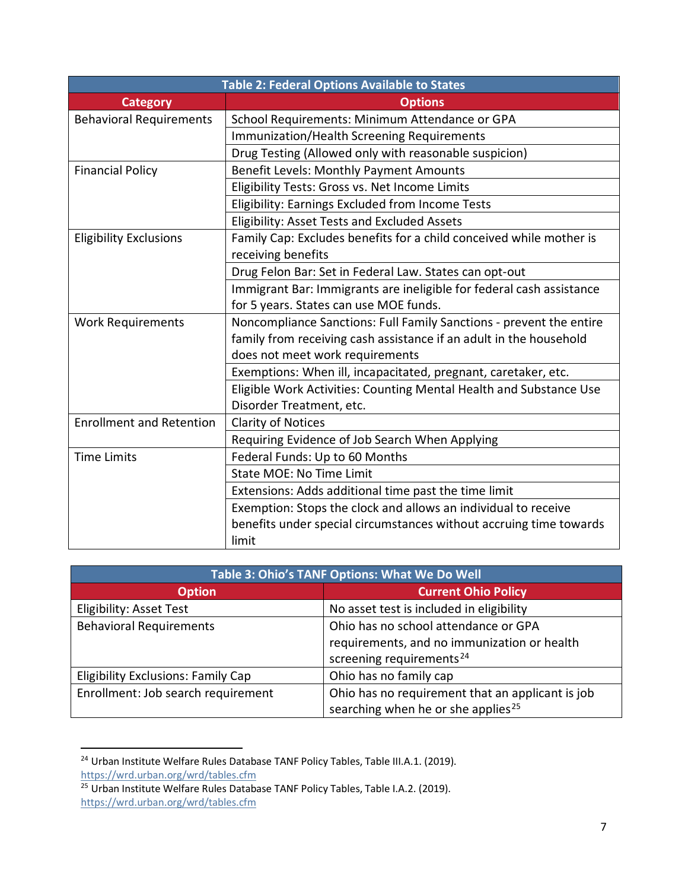| Table 2: Federal Options Available to States | |
|---|---|
| **Category** | **Options** |
| Behavioral Requirements | School Requirements: Minimum Attendance or GPA |
| | Immunization/Health Screening Requirements |
| | Drug Testing (Allowed only with reasonable suspicion) |
| Financial Policy | Benefit Levels: Monthly Payment Amounts |
| | Eligibility Tests: Gross vs. Net Income Limits |
| | Eligibility: Earnings Excluded from Income Tests |
| | Eligibility: Asset Tests and Excluded Assets |
| Eligibility Exclusions | Family Cap: Excludes benefits for a child conceived while mother is receiving benefits |
| | Drug Felon Bar: Set in Federal Law. States can opt-out |
| | Immigrant Bar: Immigrants are ineligible for federal cash assistance for 5 years. States can use MOE funds. |
| Work Requirements | Noncompliance Sanctions: Full Family Sanctions - prevent the entire family from receiving cash assistance if an adult in the household does not meet work requirements |
| | Exemptions: When ill, incapacitated, pregnant, caretaker, etc. |
| | Eligible Work Activities: Counting Mental Health and Substance Use Disorder Treatment, etc. |
| Enrollment and Retention | Clarity of Notices |
| | Requiring Evidence of Job Search When Applying |
| Time Limits | Federal Funds: Up to 60 Months |
| | State MOE: No Time Limit |
| | Extensions: Adds additional time past the time limit |
| | Exemption: Stops the clock and allows an individual to receive benefits under special circumstances without accruing time towards limit |

| Table 3: Ohio's TANF Options: What We Do Well | |
|---|---|
| **Option** | **Current Ohio Policy** |
| Eligibility: Asset Test | No asset test is included in eligibility |
| Behavioral Requirements | Ohio has no school attendance or GPA requirements, and no immunization or health screening requirements[24] |
| Eligibility Exclusions: Family Cap | Ohio has no family cap |
| Enrollment: Job search requirement | Ohio has no requirement that an applicant is job searching when he or she applies[25] |

[24] Urban Institute Welfare Rules Database TANF Policy Tables, Table III.A.1. (2019). https://wrd.urban.org/wrd/tables.cfm

[25] Urban Institute Welfare Rules Database TANF Policy Tables, Table I.A.2. (2019). https://wrd.urban.org/wrd/tables.cfm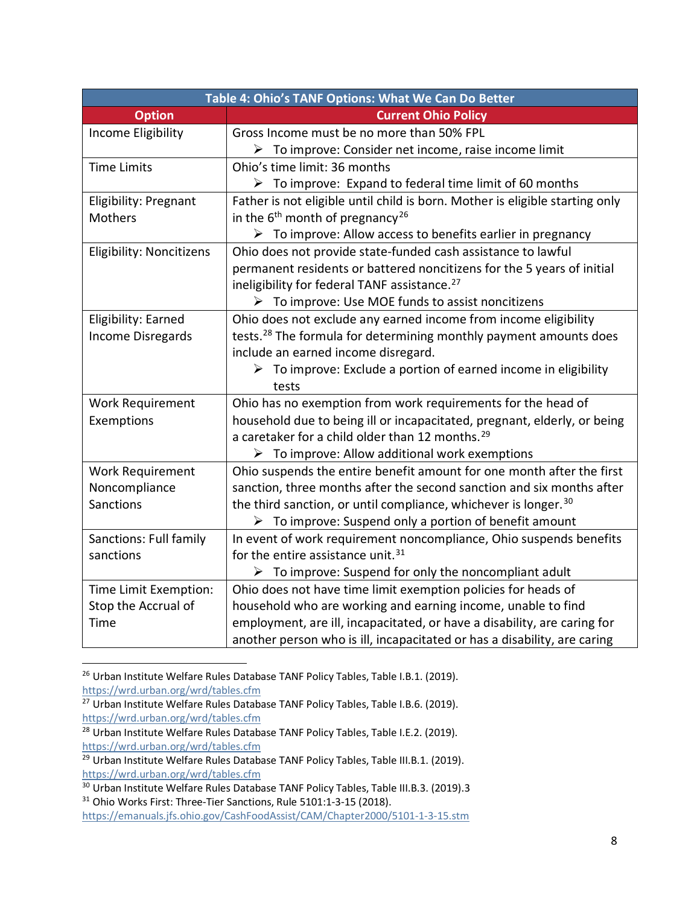| Table 4: Ohio's TANF Options: What We Can Do Better | |
|---|---|
| **Option** | **Current Ohio Policy** |
| Income Eligibility | Gross Income must be no more than 50% FPL<br>➢ To improve: Consider net income, raise income limit |
| Time Limits | Ohio's time limit: 36 months<br>➢ To improve: Expand to federal time limit of 60 months |
| Eligibility: Pregnant Mothers | Father is not eligible until child is born. Mother is eligible starting only in the 6th month of pregnancy[26]<br>➢ To improve: Allow access to benefits earlier in pregnancy |
| Eligibility: Noncitizens | Ohio does not provide state-funded cash assistance to lawful permanent residents or battered noncitizens for the 5 years of initial ineligibility for federal TANF assistance.[27]<br>➢ To improve: Use MOE funds to assist noncitizens |
| Eligibility: Earned Income Disregards | Ohio does not exclude any earned income from income eligibility tests.[28] The formula for determining monthly payment amounts does include an earned income disregard.<br>➢ To improve: Exclude a portion of earned income in eligibility tests |
| Work Requirement Exemptions | Ohio has no exemption from work requirements for the head of household due to being ill or incapacitated, pregnant, elderly, or being a caretaker for a child older than 12 months.[29]<br>➢ To improve: Allow additional work exemptions |
| Work Requirement Noncompliance Sanctions | Ohio suspends the entire benefit amount for one month after the first sanction, three months after the second sanction and six months after the third sanction, or until compliance, whichever is longer.[30]<br>➢ To improve: Suspend only a portion of benefit amount |
| Sanctions: Full family sanctions | In event of work requirement noncompliance, Ohio suspends benefits for the entire assistance unit.[31]<br>➢ To improve: Suspend for only the noncompliant adult |
| Time Limit Exemption: Stop the Accrual of Time | Ohio does not have time limit exemption policies for heads of household who are working and earning income, unable to find employment, are ill, incapacitated, or have a disability, are caring for another person who is ill, incapacitated or has a disability, are caring |

[26] Urban Institute Welfare Rules Database TANF Policy Tables, Table I.B.1. (2019). https://wrd.urban.org/wrd/tables.cfm

[27] Urban Institute Welfare Rules Database TANF Policy Tables, Table I.B.6. (2019). https://wrd.urban.org/wrd/tables.cfm

[28] Urban Institute Welfare Rules Database TANF Policy Tables, Table I.E.2. (2019). https://wrd.urban.org/wrd/tables.cfm

[29] Urban Institute Welfare Rules Database TANF Policy Tables, Table III.B.1. (2019). https://wrd.urban.org/wrd/tables.cfm

[30] Urban Institute Welfare Rules Database TANF Policy Tables, Table III.B.3. (2019).3

[31] Ohio Works First: Three-Tier Sanctions, Rule 5101:1-3-15 (2018). https://emanuals.jfs.ohio.gov/CashFoodAssist/CAM/Chapter2000/5101-1-3-15.stm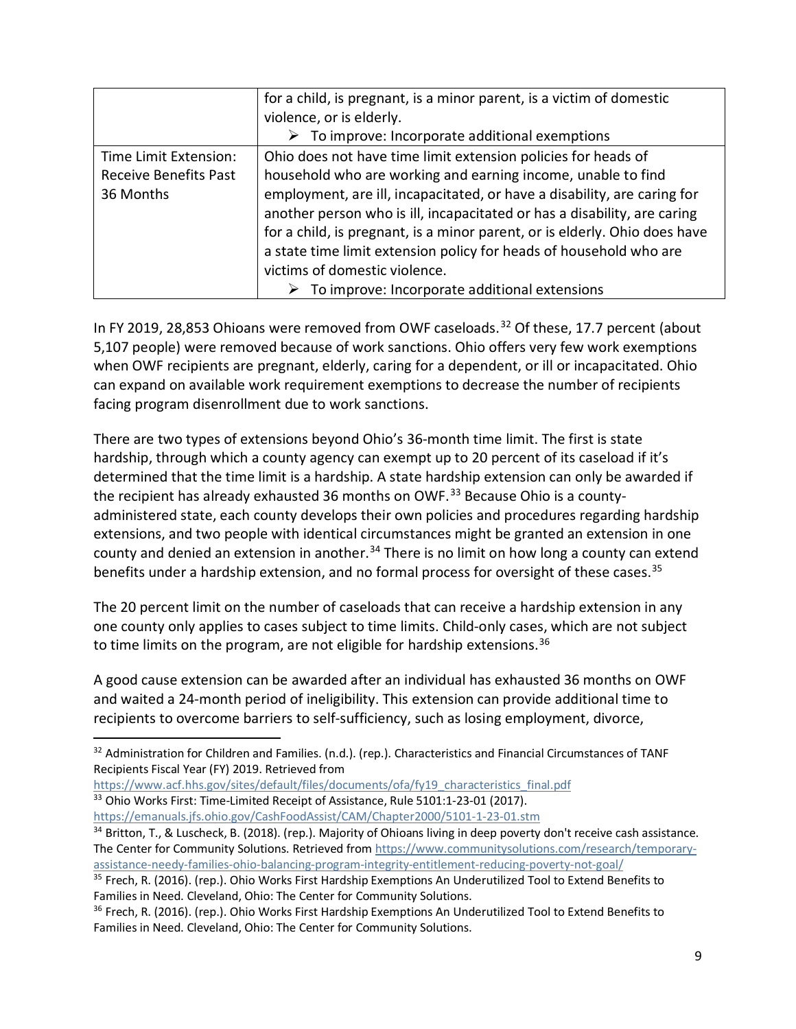| | |
|---|---|
| | for a child, is pregnant, is a minor parent, is a victim of domestic violence, or is elderly.<br>➢ To improve: Incorporate additional exemptions |
| Time Limit Extension: Receive Benefits Past 36 Months | Ohio does not have time limit extension policies for heads of household who are working and earning income, unable to find employment, are ill, incapacitated, or have a disability, are caring for another person who is ill, incapacitated or has a disability, are caring for a child, is pregnant, is a minor parent, or is elderly. Ohio does have a state time limit extension policy for heads of household who are victims of domestic violence.<br>➢ To improve: Incorporate additional extensions |

In FY 2019, 28,853 Ohioans were removed from OWF caseloads.[32] Of these, 17.7 percent (about 5,107 people) were removed because of work sanctions. Ohio offers very few work exemptions when OWF recipients are pregnant, elderly, caring for a dependent, or ill or incapacitated. Ohio can expand on available work requirement exemptions to decrease the number of recipients facing program disenrollment due to work sanctions.

There are two types of extensions beyond Ohio's 36-month time limit. The first is state hardship, through which a county agency can exempt up to 20 percent of its caseload if it's determined that the time limit is a hardship. A state hardship extension can only be awarded if the recipient has already exhausted 36 months on OWF.[33] Because Ohio is a county-administered state, each county develops their own policies and procedures regarding hardship extensions, and two people with identical circumstances might be granted an extension in one county and denied an extension in another.[34] There is no limit on how long a county can extend benefits under a hardship extension, and no formal process for oversight of these cases.[35]

The 20 percent limit on the number of caseloads that can receive a hardship extension in any one county only applies to cases subject to time limits. Child-only cases, which are not subject to time limits on the program, are not eligible for hardship extensions.[36]

A good cause extension can be awarded after an individual has exhausted 36 months on OWF and waited a 24-month period of ineligibility. This extension can provide additional time to recipients to overcome barriers to self-sufficiency, such as losing employment, divorce,

---

[32] Administration for Children and Families. (n.d.). (rep.). Characteristics and Financial Circumstances of TANF Recipients Fiscal Year (FY) 2019. Retrieved from https://www.acf.hhs.gov/sites/default/files/documents/ofa/fy19_characteristics_final.pdf

[33] Ohio Works First: Time-Limited Receipt of Assistance, Rule 5101:1-23-01 (2017). https://emanuals.jfs.ohio.gov/CashFoodAssist/CAM/Chapter2000/5101-1-23-01.stm

[34] Britton, T., & Luscheck, B. (2018). (rep.). Majority of Ohioans living in deep poverty don't receive cash assistance. The Center for Community Solutions. Retrieved from https://www.communitysolutions.com/research/temporary-assistance-needy-families-ohio-balancing-program-integrity-entitlement-reducing-poverty-not-goal/

[35] Frech, R. (2016). (rep.). Ohio Works First Hardship Exemptions An Underutilized Tool to Extend Benefits to Families in Need. Cleveland, Ohio: The Center for Community Solutions.

[36] Frech, R. (2016). (rep.). Ohio Works First Hardship Exemptions An Underutilized Tool to Extend Benefits to Families in Need. Cleveland, Ohio: The Center for Community Solutions.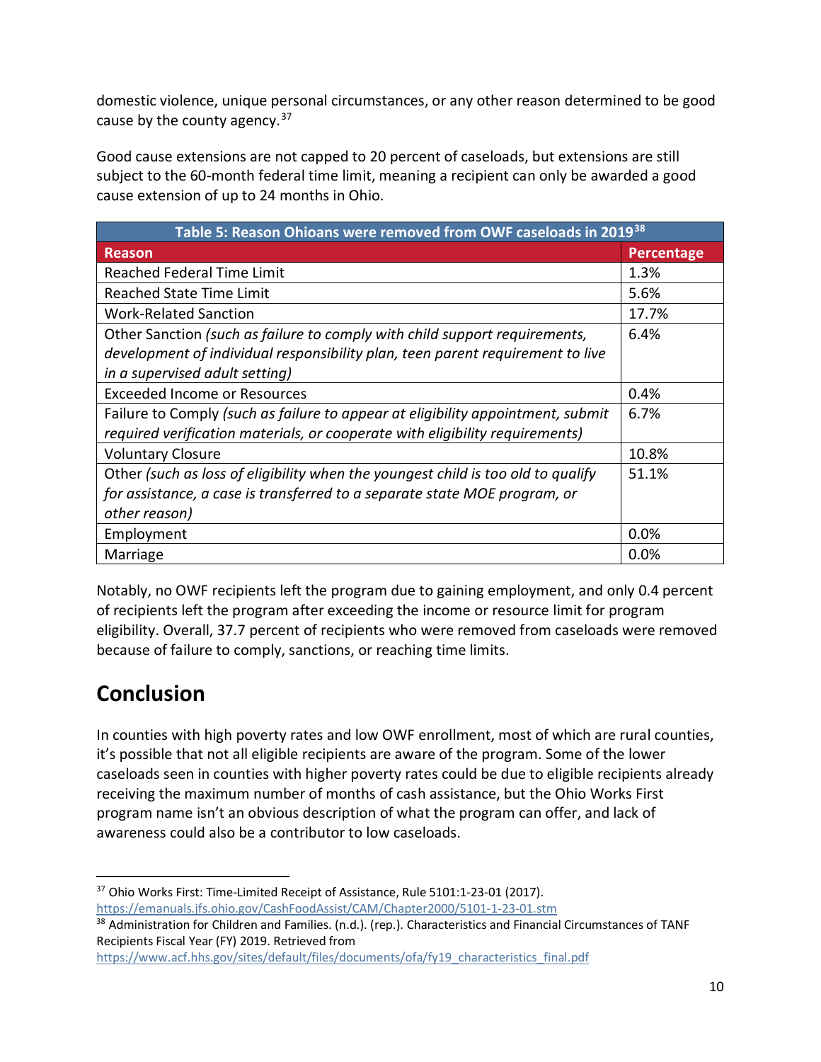domestic violence, unique personal circumstances, or any other reason determined to be good cause by the county agency.[37]

Good cause extensions are not capped to 20 percent of caseloads, but extensions are still subject to the 60-month federal time limit, meaning a recipient can only be awarded a good cause extension of up to 24 months in Ohio.

| Table 5: Reason Ohioans were removed from OWF caseloads in 2019[38] | |
|---|---|
| **Reason** | **Percentage** |
| Reached Federal Time Limit | 1.3% |
| Reached State Time Limit | 5.6% |
| Work-Related Sanction | 17.7% |
| Other Sanction *(such as failure to comply with child support requirements, development of individual responsibility plan, teen parent requirement to live in a supervised adult setting)* | 6.4% |
| Exceeded Income or Resources | 0.4% |
| Failure to Comply *(such as failure to appear at eligibility appointment, submit required verification materials, or cooperate with eligibility requirements)* | 6.7% |
| Voluntary Closure | 10.8% |
| Other *(such as loss of eligibility when the youngest child is too old to qualify for assistance, a case is transferred to a separate state MOE program, or other reason)* | 51.1% |
| Employment | 0.0% |
| Marriage | 0.0% |

Notably, no OWF recipients left the program due to gaining employment, and only 0.4 percent of recipients left the program after exceeding the income or resource limit for program eligibility. Overall, 37.7 percent of recipients who were removed from caseloads were removed because of failure to comply, sanctions, or reaching time limits.

## Conclusion

In counties with high poverty rates and low OWF enrollment, most of which are rural counties, it's possible that not all eligible recipients are aware of the program. Some of the lower caseloads seen in counties with higher poverty rates could be due to eligible recipients already receiving the maximum number of months of cash assistance, but the Ohio Works First program name isn't an obvious description of what the program can offer, and lack of awareness could also be a contributor to low caseloads.

---

[37] Ohio Works First: Time-Limited Receipt of Assistance, Rule 5101:1-23-01 (2017). https://emanuals.jfs.ohio.gov/CashFoodAssist/CAM/Chapter2000/5101-1-23-01.stm

[38] Administration for Children and Families. (n.d.). (rep.). Characteristics and Financial Circumstances of TANF Recipients Fiscal Year (FY) 2019. Retrieved from https://www.acf.hhs.gov/sites/default/files/documents/ofa/fy19_characteristics_final.pdf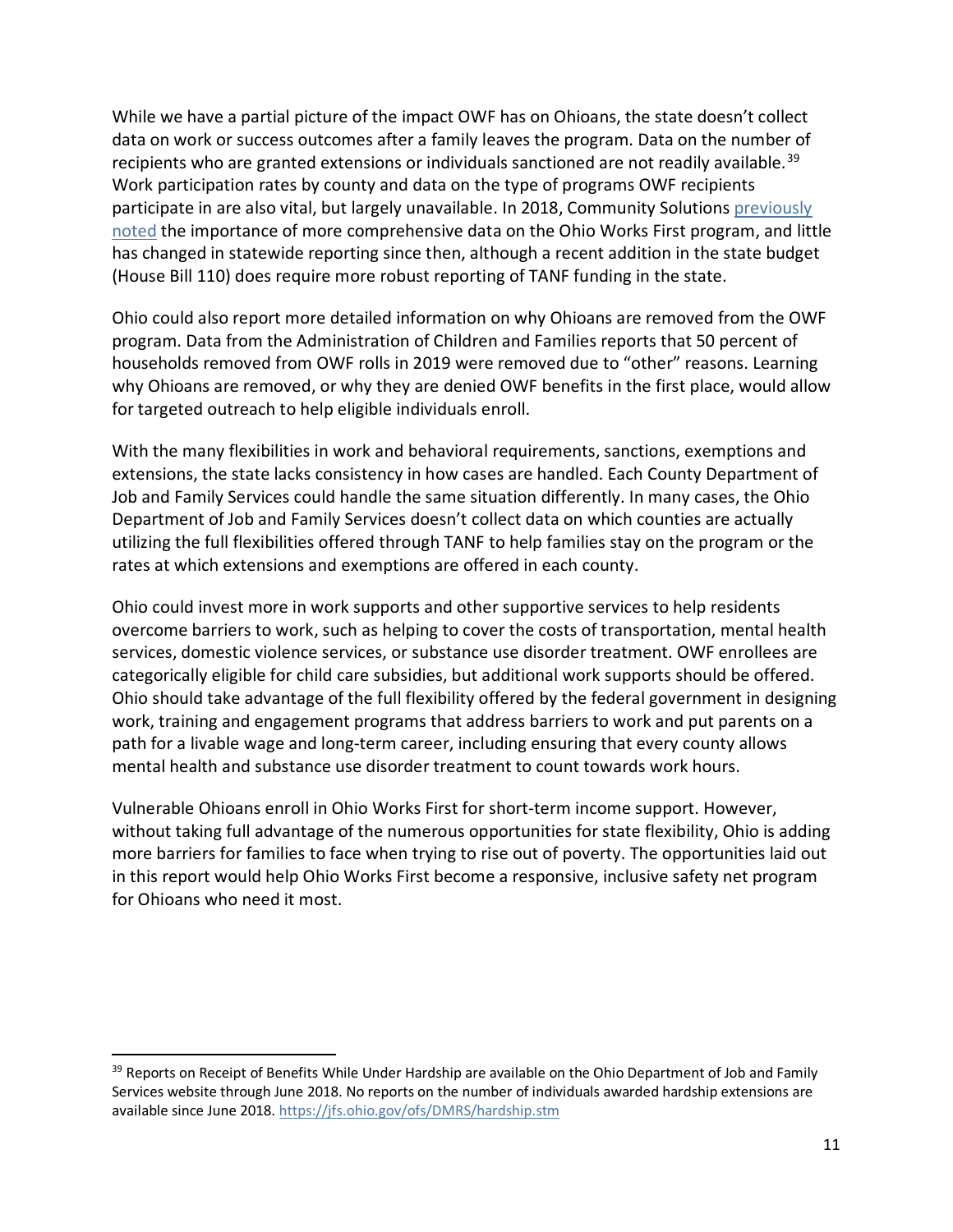While we have a partial picture of the impact OWF has on Ohioans, the state doesn't collect data on work or success outcomes after a family leaves the program. Data on the number of recipients who are granted extensions or individuals sanctioned are not readily available.[39] Work participation rates by county and data on the type of programs OWF recipients participate in are also vital, but largely unavailable. In 2018, Community Solutions previously noted the importance of more comprehensive data on the Ohio Works First program, and little has changed in statewide reporting since then, although a recent addition in the state budget (House Bill 110) does require more robust reporting of TANF funding in the state.

Ohio could also report more detailed information on why Ohioans are removed from the OWF program. Data from the Administration of Children and Families reports that 50 percent of households removed from OWF rolls in 2019 were removed due to "other" reasons. Learning why Ohioans are removed, or why they are denied OWF benefits in the first place, would allow for targeted outreach to help eligible individuals enroll.

With the many flexibilities in work and behavioral requirements, sanctions, exemptions and extensions, the state lacks consistency in how cases are handled. Each County Department of Job and Family Services could handle the same situation differently. In many cases, the Ohio Department of Job and Family Services doesn't collect data on which counties are actually utilizing the full flexibilities offered through TANF to help families stay on the program or the rates at which extensions and exemptions are offered in each county.

Ohio could invest more in work supports and other supportive services to help residents overcome barriers to work, such as helping to cover the costs of transportation, mental health services, domestic violence services, or substance use disorder treatment. OWF enrollees are categorically eligible for child care subsidies, but additional work supports should be offered. Ohio should take advantage of the full flexibility offered by the federal government in designing work, training and engagement programs that address barriers to work and put parents on a path for a livable wage and long-term career, including ensuring that every county allows mental health and substance use disorder treatment to count towards work hours.

Vulnerable Ohioans enroll in Ohio Works First for short-term income support. However, without taking full advantage of the numerous opportunities for state flexibility, Ohio is adding more barriers for families to face when trying to rise out of poverty. The opportunities laid out in this report would help Ohio Works First become a responsive, inclusive safety net program for Ohioans who need it most.

---

[39] Reports on Receipt of Benefits While Under Hardship are available on the Ohio Department of Job and Family Services website through June 2018. No reports on the number of individuals awarded hardship extensions are available since June 2018. https://jfs.ohio.gov/ofs/DMRS/hardship.stm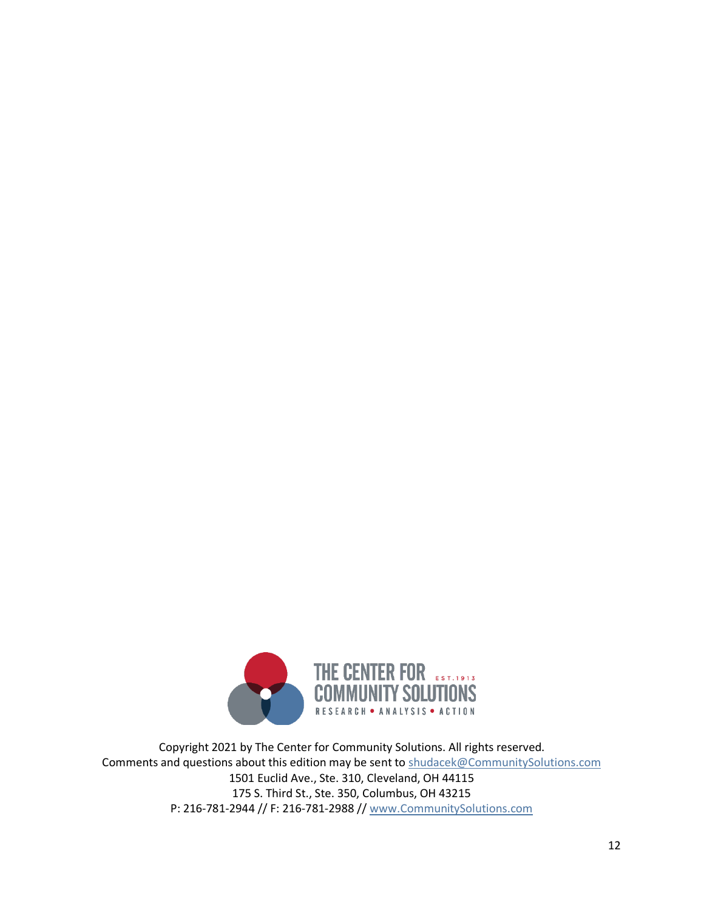THE CENTER FOR COMMUNITY SOLUTIONS
EST. 1913
RESEARCH • ANALYSIS • ACTION

Copyright 2021 by The Center for Community Solutions. All rights reserved.
Comments and questions about this edition may be sent to shudacek@CommunitySolutions.com
1501 Euclid Ave., Ste. 310, Cleveland, OH 44115
175 S. Third St., Ste. 350, Columbus, OH 43215
P: 216-781-2944 // F: 216-781-2988 // www.CommunitySolutions.com